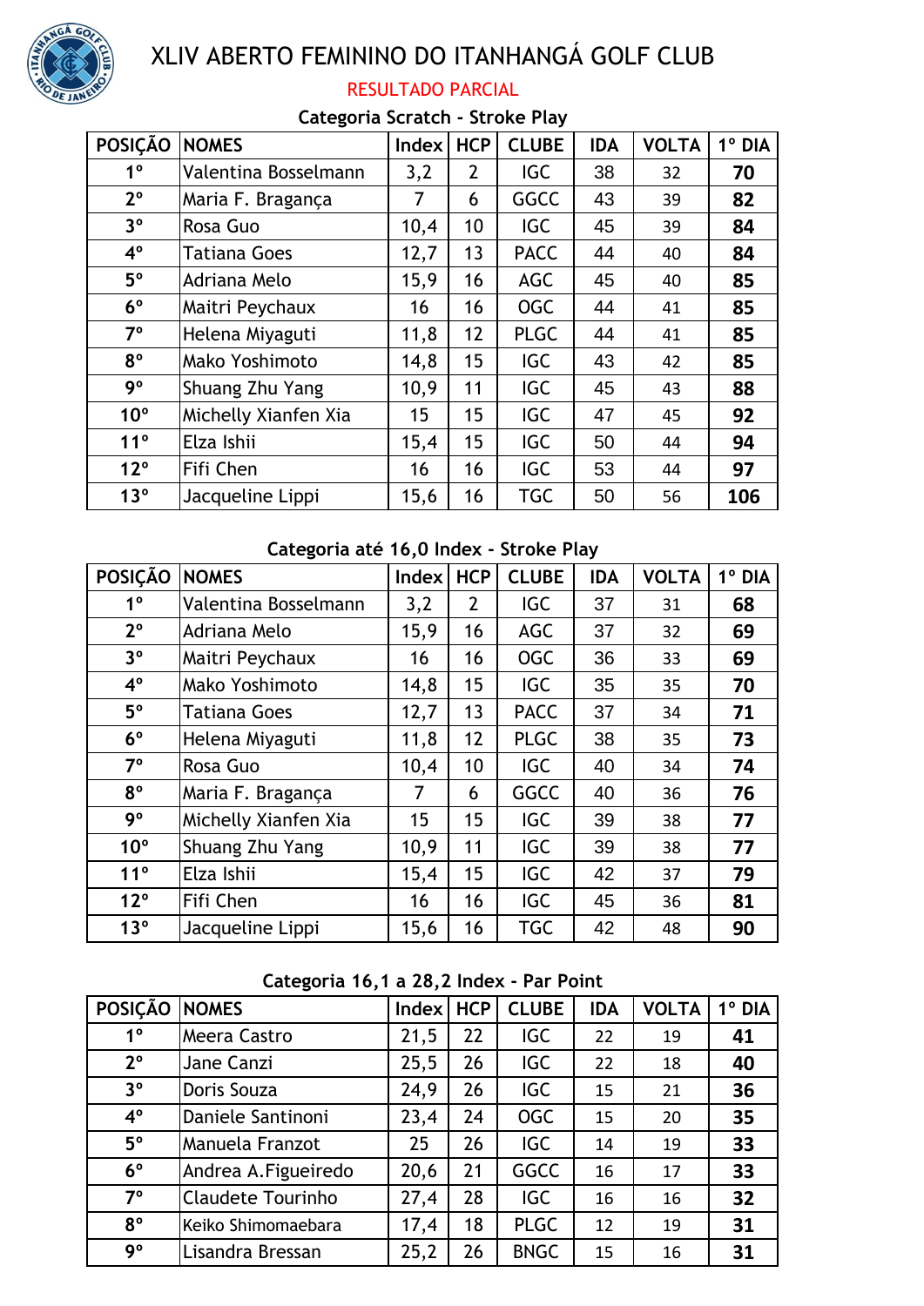# XLIV ABERTO FEMININO DO ITANHANGÁ GOLF CLUB

## RESULTADO PARCIAL

### Categoria Scratch - Stroke Play

| POSIÇÃO | NOMES | Index | HCP | CLUBE | IDA | VOLTA | 1º DIA |
|---|---|---|---|---|---|---|---|
| 1º | Valentina Bosselmann | 3,2 | 2 | IGC | 38 | 32 | **70** |
| 2º | Maria F. Bragança | 7 | 6 | GGCC | 43 | 39 | **82** |
| 3º | Rosa Guo | 10,4 | 10 | IGC | 45 | 39 | **84** |
| 4º | Tatiana Goes | 12,7 | 13 | PACC | 44 | 40 | **84** |
| 5º | Adriana Melo | 15,9 | 16 | AGC | 45 | 40 | **85** |
| 6º | Maitri Peychaux | 16 | 16 | OGC | 44 | 41 | **85** |
| 7º | Helena Miyaguti | 11,8 | 12 | PLGC | 44 | 41 | **85** |
| 8º | Mako Yoshimoto | 14,8 | 15 | IGC | 43 | 42 | **85** |
| 9º | Shuang Zhu Yang | 10,9 | 11 | IGC | 45 | 43 | **88** |
| 10º | Michelly Xianfen Xia | 15 | 15 | IGC | 47 | 45 | **92** |
| 11º | Elza Ishii | 15,4 | 15 | IGC | 50 | 44 | **94** |
| 12º | Fifi Chen | 16 | 16 | IGC | 53 | 44 | **97** |
| 13º | Jacqueline Lippi | 15,6 | 16 | TGC | 50 | 56 | **106** |

### Categoria até 16,0 Index - Stroke Play

| POSIÇÃO | NOMES | Index | HCP | CLUBE | IDA | VOLTA | 1º DIA |
|---|---|---|---|---|---|---|---|
| 1º | Valentina Bosselmann | 3,2 | 2 | IGC | 37 | 31 | **68** |
| 2º | Adriana Melo | 15,9 | 16 | AGC | 37 | 32 | **69** |
| 3º | Maitri Peychaux | 16 | 16 | OGC | 36 | 33 | **69** |
| 4º | Mako Yoshimoto | 14,8 | 15 | IGC | 35 | 35 | **70** |
| 5º | Tatiana Goes | 12,7 | 13 | PACC | 37 | 34 | **71** |
| 6º | Helena Miyaguti | 11,8 | 12 | PLGC | 38 | 35 | **73** |
| 7º | Rosa Guo | 10,4 | 10 | IGC | 40 | 34 | **74** |
| 8º | Maria F. Bragança | 7 | 6 | GGCC | 40 | 36 | **76** |
| 9º | Michelly Xianfen Xia | 15 | 15 | IGC | 39 | 38 | **77** |
| 10º | Shuang Zhu Yang | 10,9 | 11 | IGC | 39 | 38 | **77** |
| 11º | Elza Ishii | 15,4 | 15 | IGC | 42 | 37 | **79** |
| 12º | Fifi Chen | 16 | 16 | IGC | 45 | 36 | **81** |
| 13º | Jacqueline Lippi | 15,6 | 16 | TGC | 42 | 48 | **90** |

### Categoria 16,1 a 28,2 Index - Par Point

| POSIÇÃO | NOMES | Index | HCP | CLUBE | IDA | VOLTA | 1º DIA |
|---|---|---|---|---|---|---|---|
| 1º | Meera Castro | 21,5 | 22 | IGC | 22 | 19 | **41** |
| 2º | Jane Canzi | 25,5 | 26 | IGC | 22 | 18 | **40** |
| 3º | Doris Souza | 24,9 | 26 | IGC | 15 | 21 | **36** |
| 4º | Daniele Santinoni | 23,4 | 24 | OGC | 15 | 20 | **35** |
| 5º | Manuela Franzot | 25 | 26 | IGC | 14 | 19 | **33** |
| 6º | Andrea A.Figueiredo | 20,6 | 21 | GGCC | 16 | 17 | **33** |
| 7º | Claudete Tourinho | 27,4 | 28 | IGC | 16 | 16 | **32** |
| 8º | Keiko Shimomaebara | 17,4 | 18 | PLGC | 12 | 19 | **31** |
| 9º | Lisandra Bressan | 25,2 | 26 | BNGC | 15 | 16 | **31** |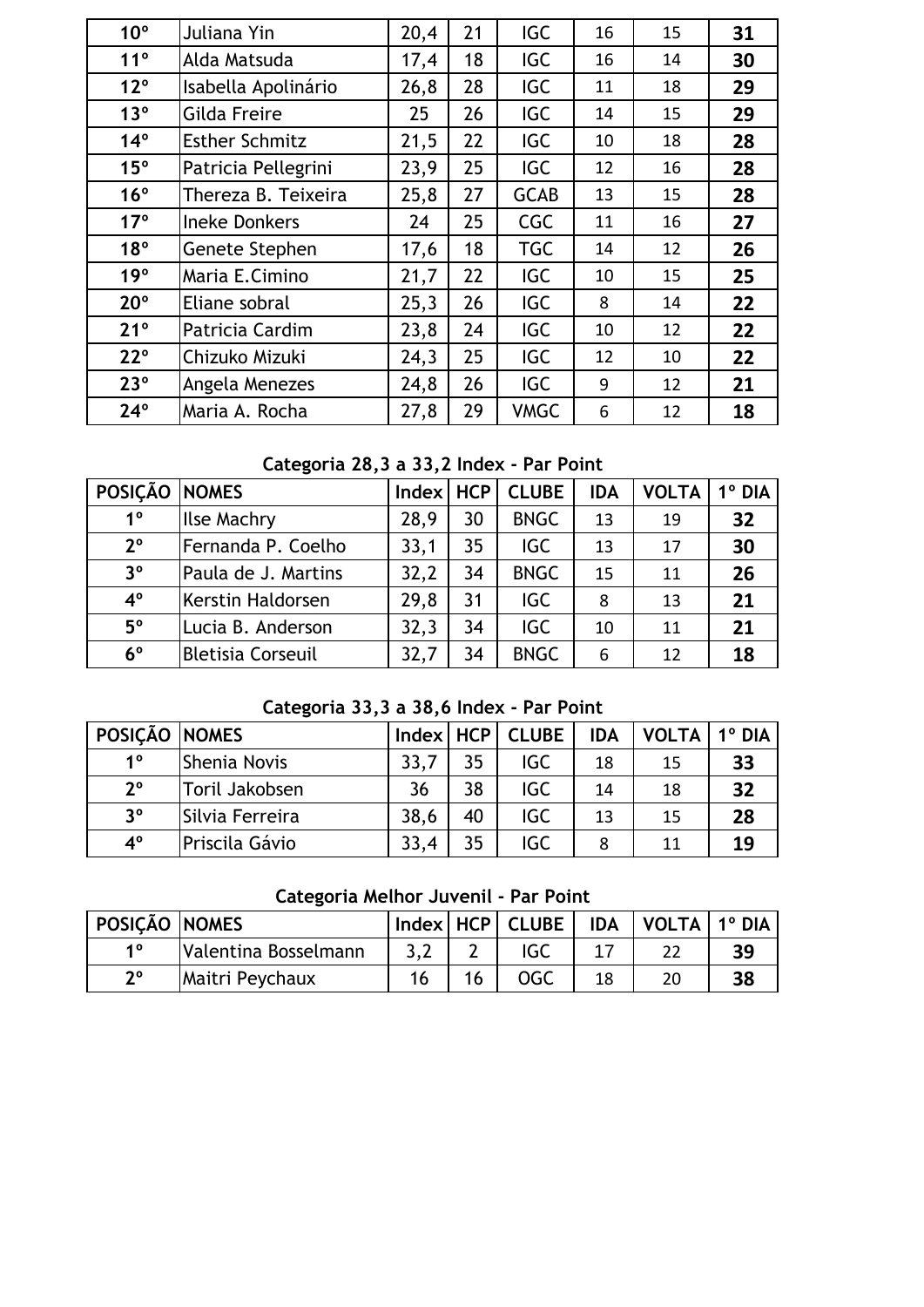| | | | | | | | |
|---|---|---|---|---|---|---|---|
| 10° | Juliana Yin | 20,4 | 21 | IGC | 16 | 15 | **31** |
| 11° | Alda Matsuda | 17,4 | 18 | IGC | 16 | 14 | **30** |
| 12° | Isabella Apolinário | 26,8 | 28 | IGC | 11 | 18 | **29** |
| 13° | Gilda Freire | 25 | 26 | IGC | 14 | 15 | **29** |
| 14° | Esther Schmitz | 21,5 | 22 | IGC | 10 | 18 | **28** |
| 15° | Patricia Pellegrini | 23,9 | 25 | IGC | 12 | 16 | **28** |
| 16° | Thereza B. Teixeira | 25,8 | 27 | GCAB | 13 | 15 | **28** |
| 17° | Ineke Donkers | 24 | 25 | CGC | 11 | 16 | **27** |
| 18° | Genete Stephen | 17,6 | 18 | TGC | 14 | 12 | **26** |
| 19° | Maria E.Cimino | 21,7 | 22 | IGC | 10 | 15 | **25** |
| 20° | Eliane sobral | 25,3 | 26 | IGC | 8 | 14 | **22** |
| 21° | Patricia Cardim | 23,8 | 24 | IGC | 10 | 12 | **22** |
| 22° | Chizuko Mizuki | 24,3 | 25 | IGC | 12 | 10 | **22** |
| 23° | Angela Menezes | 24,8 | 26 | IGC | 9 | 12 | **21** |
| 24° | Maria A. Rocha | 27,8 | 29 | VMGC | 6 | 12 | **18** |

**Categoria 28,3 a 33,2 Index - Par Point**

| POSIÇÃO | NOMES | Index | HCP | CLUBE | IDA | VOLTA | 1º DIA |
|---|---|---|---|---|---|---|---|
| 1° | Ilse Machry | 28,9 | 30 | BNGC | 13 | 19 | **32** |
| 2° | Fernanda P. Coelho | 33,1 | 35 | IGC | 13 | 17 | **30** |
| 3° | Paula de J. Martins | 32,2 | 34 | BNGC | 15 | 11 | **26** |
| 4° | Kerstin Haldorsen | 29,8 | 31 | IGC | 8 | 13 | **21** |
| 5° | Lucia B. Anderson | 32,3 | 34 | IGC | 10 | 11 | **21** |
| 6° | Bletisia Corseuil | 32,7 | 34 | BNGC | 6 | 12 | **18** |

**Categoria 33,3 a 38,6 Index - Par Point**

| POSIÇÃO | NOMES | Index | HCP | CLUBE | IDA | VOLTA | 1º DIA |
|---|---|---|---|---|---|---|---|
| 1° | Shenia Novis | 33,7 | 35 | IGC | 18 | 15 | **33** |
| 2° | Toril Jakobsen | 36 | 38 | IGC | 14 | 18 | **32** |
| 3° | Silvia Ferreira | 38,6 | 40 | IGC | 13 | 15 | **28** |
| 4° | Priscila Gávio | 33,4 | 35 | IGC | 8 | 11 | **19** |

**Categoria Melhor Juvenil - Par Point**

| POSIÇÃO | NOMES | Index | HCP | CLUBE | IDA | VOLTA | 1º DIA |
|---|---|---|---|---|---|---|---|
| 1° | Valentina Bosselmann | 3,2 | 2 | IGC | 17 | 22 | **39** |
| 2° | Maitri Peychaux | 16 | 16 | OGC | 18 | 20 | **38** |